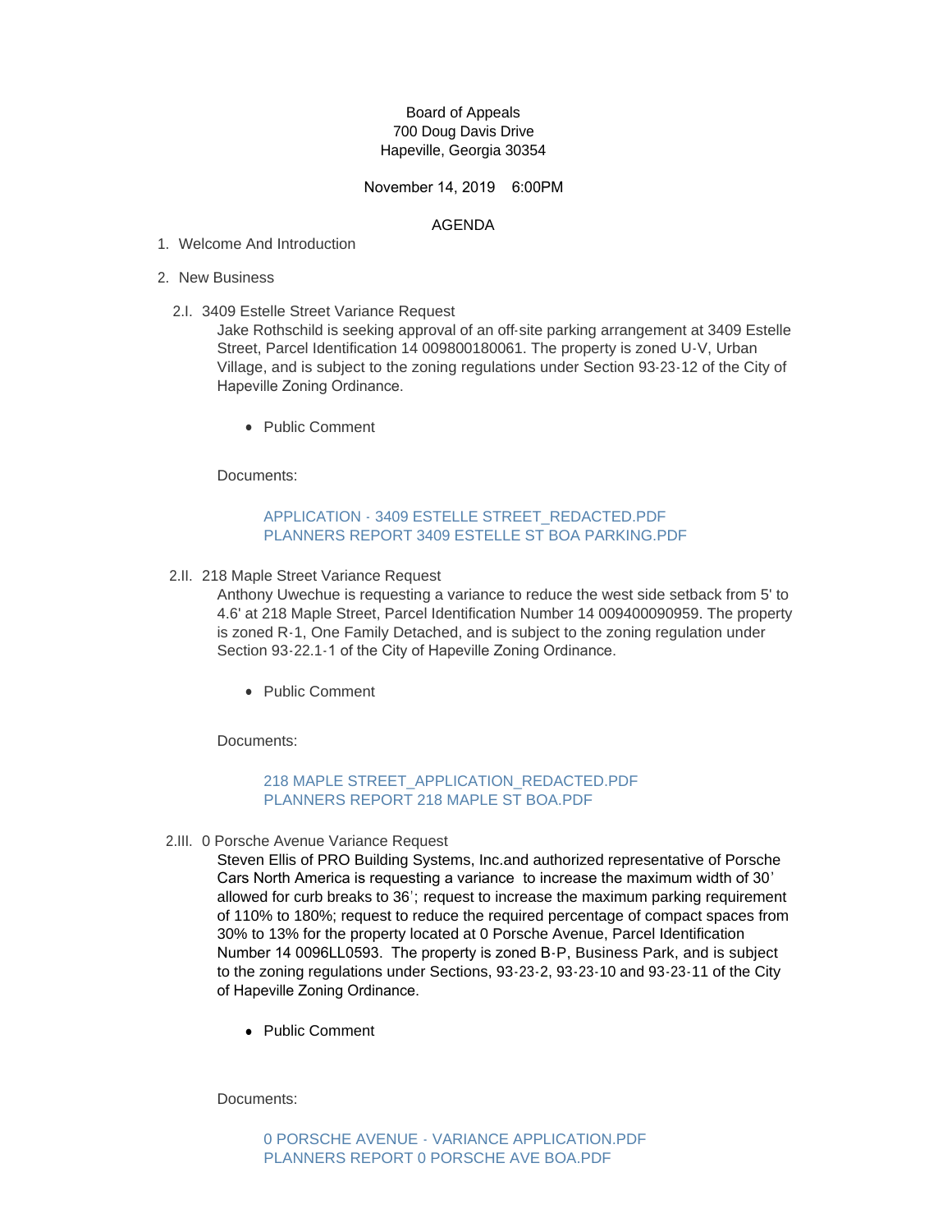Board of Appeals
700 Doug Davis Drive
Hapeville, Georgia 30354

November 14, 2019 6:00PM

AGENDA

1. Welcome And Introduction

2. New Business

   2.I. 3409 Estelle Street Variance Request

   Jake Rothschild is seeking approval of an off-site parking arrangement at 3409 Estelle Street, Parcel Identification 14 009800180061. The property is zoned U-V, Urban Village, and is subject to the zoning regulations under Section 93-23-12 of the City of Hapeville Zoning Ordinance.

   - Public Comment

   Documents:

   APPLICATION - 3409 ESTELLE STREET_REDACTED.PDF
   PLANNERS REPORT 3409 ESTELLE ST BOA PARKING.PDF

   2.II. 218 Maple Street Variance Request

   Anthony Uwechue is requesting a variance to reduce the west side setback from 5' to 4.6' at 218 Maple Street, Parcel Identification Number 14 009400090959. The property is zoned R-1, One Family Detached, and is subject to the zoning regulation under Section 93-22.1-1 of the City of Hapeville Zoning Ordinance.

   - Public Comment

   Documents:

   218 MAPLE STREET_APPLICATION_REDACTED.PDF
   PLANNERS REPORT 218 MAPLE ST BOA.PDF

   2.III. 0 Porsche Avenue Variance Request

   Steven Ellis of PRO Building Systems, Inc.and authorized representative of Porsche Cars North America is requesting a variance to increase the maximum width of 30' allowed for curb breaks to 36'; request to increase the maximum parking requirement of 110% to 180%; request to reduce the required percentage of compact spaces from 30% to 13% for the property located at 0 Porsche Avenue, Parcel Identification Number 14 0096LL0593. The property is zoned B-P, Business Park, and is subject to the zoning regulations under Sections, 93-23-2, 93-23-10 and 93-23-11 of the City of Hapeville Zoning Ordinance.

   - Public Comment

   Documents:

   0 PORSCHE AVENUE - VARIANCE APPLICATION.PDF
   PLANNERS REPORT 0 PORSCHE AVE BOA.PDF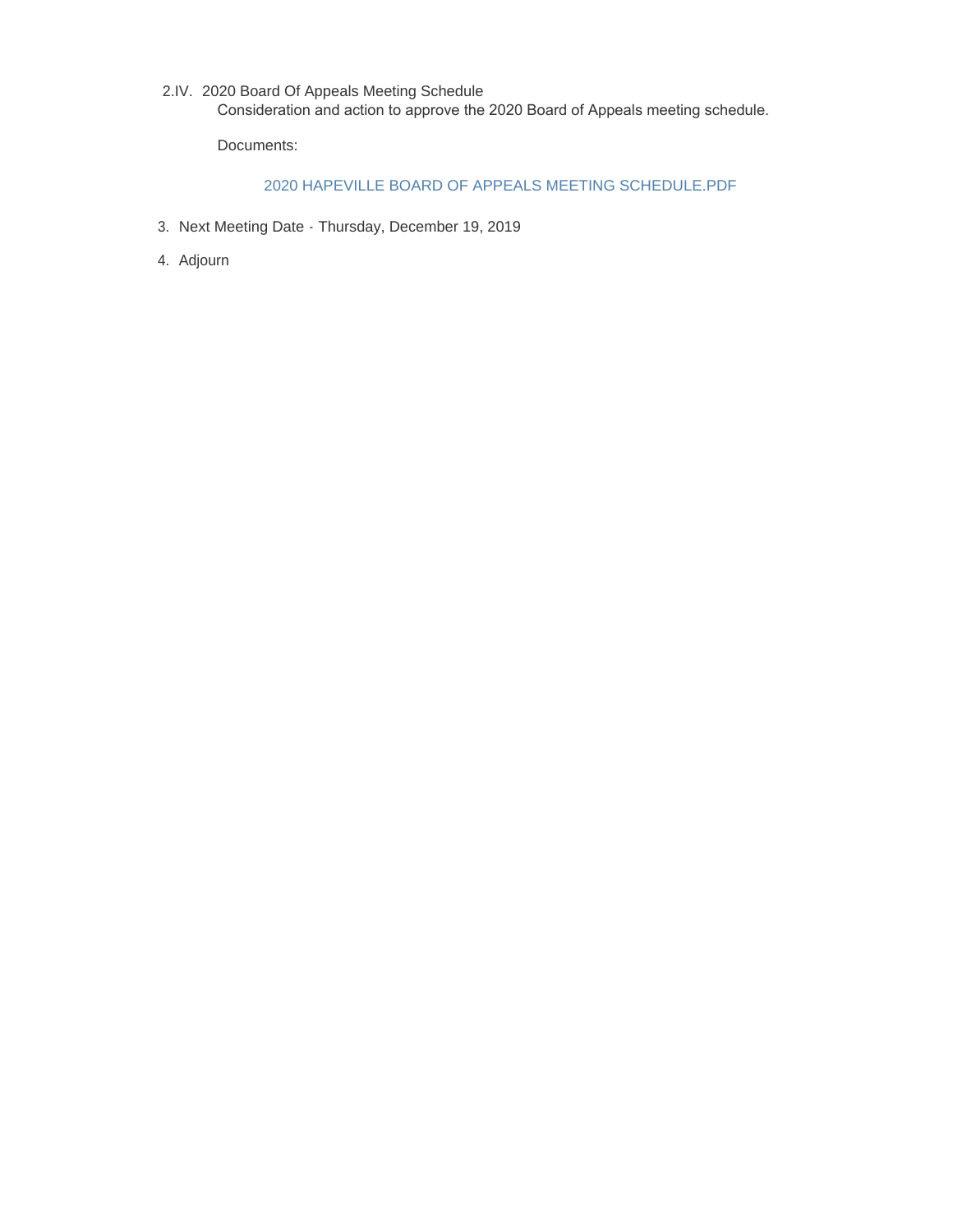2.IV. 2020 Board Of Appeals Meeting Schedule

Consideration and action to approve the 2020 Board of Appeals meeting schedule.

Documents:

2020 HAPEVILLE BOARD OF APPEALS MEETING SCHEDULE.PDF

3. Next Meeting Date - Thursday, December 19, 2019

4. Adjourn